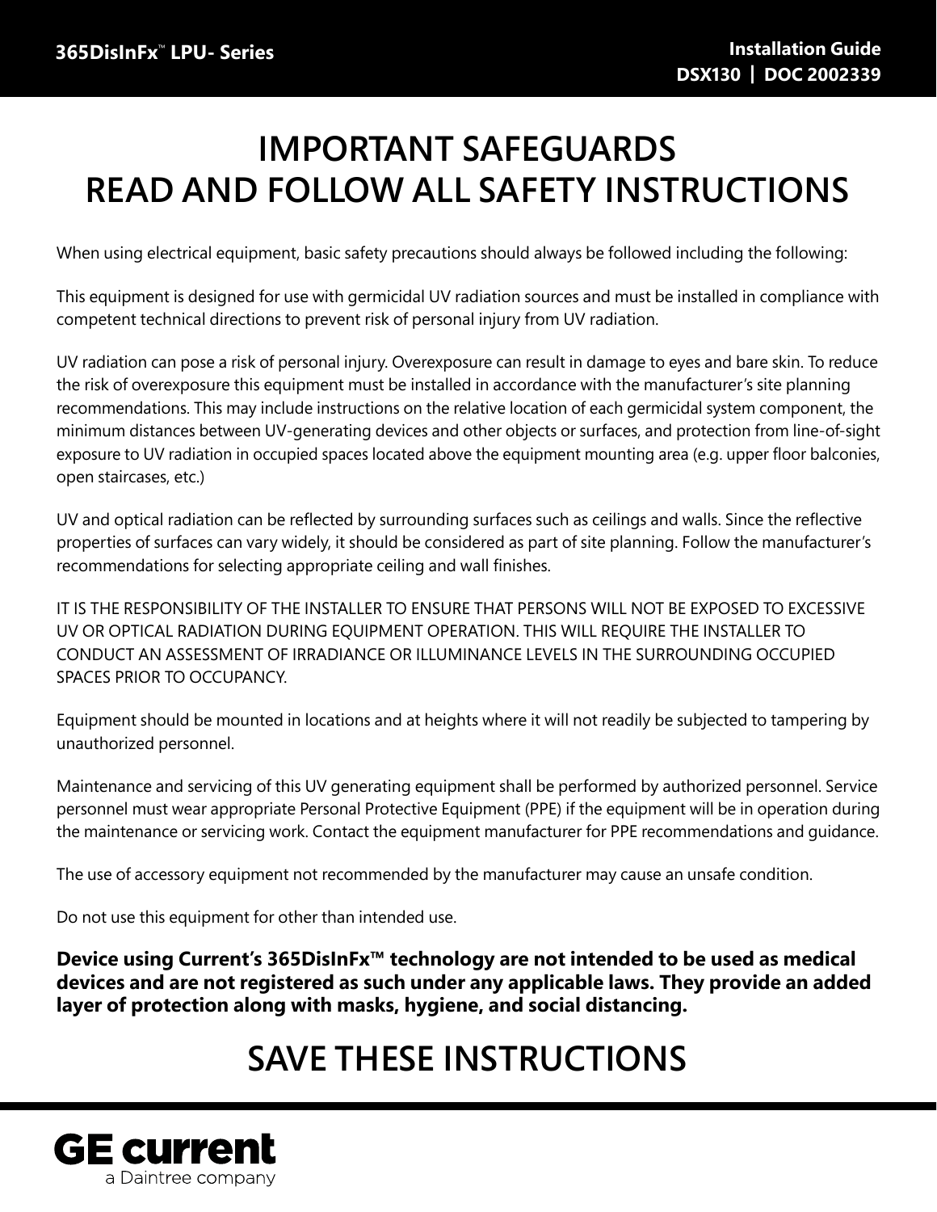365DisInFx™ LPU- Series

Installation Guide
DSX130 | DOC 2002339

# IMPORTANT SAFEGUARDS
# READ AND FOLLOW ALL SAFETY INSTRUCTIONS

When using electrical equipment, basic safety precautions should always be followed including the following:

This equipment is designed for use with germicidal UV radiation sources and must be installed in compliance with competent technical directions to prevent risk of personal injury from UV radiation.

UV radiation can pose a risk of personal injury. Overexposure can result in damage to eyes and bare skin. To reduce the risk of overexposure this equipment must be installed in accordance with the manufacturer's site planning recommendations. This may include instructions on the relative location of each germicidal system component, the minimum distances between UV-generating devices and other objects or surfaces, and protection from line-of-sight exposure to UV radiation in occupied spaces located above the equipment mounting area (e.g. upper floor balconies, open staircases, etc.)

UV and optical radiation can be reflected by surrounding surfaces such as ceilings and walls. Since the reflective properties of surfaces can vary widely, it should be considered as part of site planning. Follow the manufacturer's recommendations for selecting appropriate ceiling and wall finishes.

IT IS THE RESPONSIBILITY OF THE INSTALLER TO ENSURE THAT PERSONS WILL NOT BE EXPOSED TO EXCESSIVE UV OR OPTICAL RADIATION DURING EQUIPMENT OPERATION. THIS WILL REQUIRE THE INSTALLER TO CONDUCT AN ASSESSMENT OF IRRADIANCE OR ILLUMINANCE LEVELS IN THE SURROUNDING OCCUPIED SPACES PRIOR TO OCCUPANCY.

Equipment should be mounted in locations and at heights where it will not readily be subjected to tampering by unauthorized personnel.

Maintenance and servicing of this UV generating equipment shall be performed by authorized personnel. Service personnel must wear appropriate Personal Protective Equipment (PPE) if the equipment will be in operation during the maintenance or servicing work. Contact the equipment manufacturer for PPE recommendations and guidance.

The use of accessory equipment not recommended by the manufacturer may cause an unsafe condition.

Do not use this equipment for other than intended use.

**Device using Current's 365DisInFx™ technology are not intended to be used as medical devices and are not registered as such under any applicable laws. They provide an added layer of protection along with masks, hygiene, and social distancing.**

# SAVE THESE INSTRUCTIONS

GE current
a Daintree company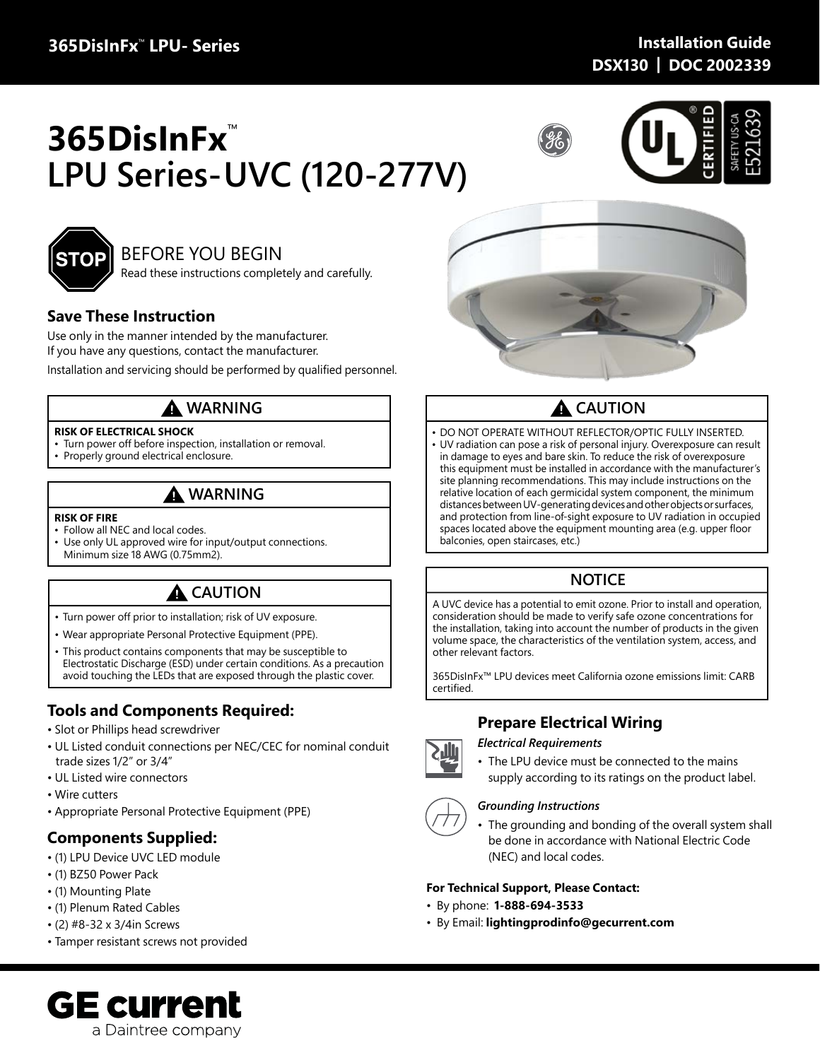# 365DisInFx™ LPU Series-UVC (120-277V)

## BEFORE YOU BEGIN

Read these instructions completely and carefully.

### Save These Instruction

Use only in the manner intended by the manufacturer.
If you have any questions, contact the manufacturer.

Installation and servicing should be performed by qualified personnel.

#### ⚠ WARNING

**RISK OF ELECTRICAL SHOCK**

- Turn power off before inspection, installation or removal.
- Properly ground electrical enclosure.

#### ⚠ WARNING

**RISK OF FIRE**

- Follow all NEC and local codes.
- Use only UL approved wire for input/output connections. Minimum size 18 AWG (0.75mm2).

#### ⚠ CAUTION

- Turn power off prior to installation; risk of UV exposure.
- Wear appropriate Personal Protective Equipment (PPE).
- This product contains components that may be susceptible to Electrostatic Discharge (ESD) under certain conditions. As a precaution avoid touching the LEDs that are exposed through the plastic cover.

### Tools and Components Required:

- Slot or Phillips head screwdriver
- UL Listed conduit connections per NEC/CEC for nominal conduit trade sizes 1/2" or 3/4"
- UL Listed wire connectors
- Wire cutters
- Appropriate Personal Protective Equipment (PPE)

### Components Supplied:

- (1) LPU Device UVC LED module
- (1) BZ50 Power Pack
- (1) Mounting Plate
- (1) Plenum Rated Cables
- (2) #8-32 x 3/4in Screws
- Tamper resistant screws not provided

#### ⚠ CAUTION

- DO NOT OPERATE WITHOUT REFLECTOR/OPTIC FULLY INSERTED.
- UV radiation can pose a risk of personal injury. Overexposure can result in damage to eyes and bare skin. To reduce the risk of overexposure this equipment must be installed in accordance with the manufacturer's site planning recommendations. This may include instructions on the relative location of each germicidal system component, the minimum distances between UV-generating devices and other objects or surfaces, and protection from line-of-sight exposure to UV radiation in occupied spaces located above the equipment mounting area (e.g. upper floor balconies, open staircases, etc.)

#### NOTICE

A UVC device has a potential to emit ozone. Prior to install and operation, consideration should be made to verify safe ozone concentrations for the installation, taking into account the number of products in the given volume space, the characteristics of the ventilation system, access, and other relevant factors.

365DisInFx™ LPU devices meet California ozone emissions limit: CARB certified.

### Prepare Electrical Wiring

*Electrical Requirements*

- The LPU device must be connected to the mains supply according to its ratings on the product label.

*Grounding Instructions*

- The grounding and bonding of the overall system shall be done in accordance with National Electric Code (NEC) and local codes.

**For Technical Support, Please Contact:**

- By phone: **1-888-694-3533**
- By Email: **lightingprodinfo@gecurrent.com**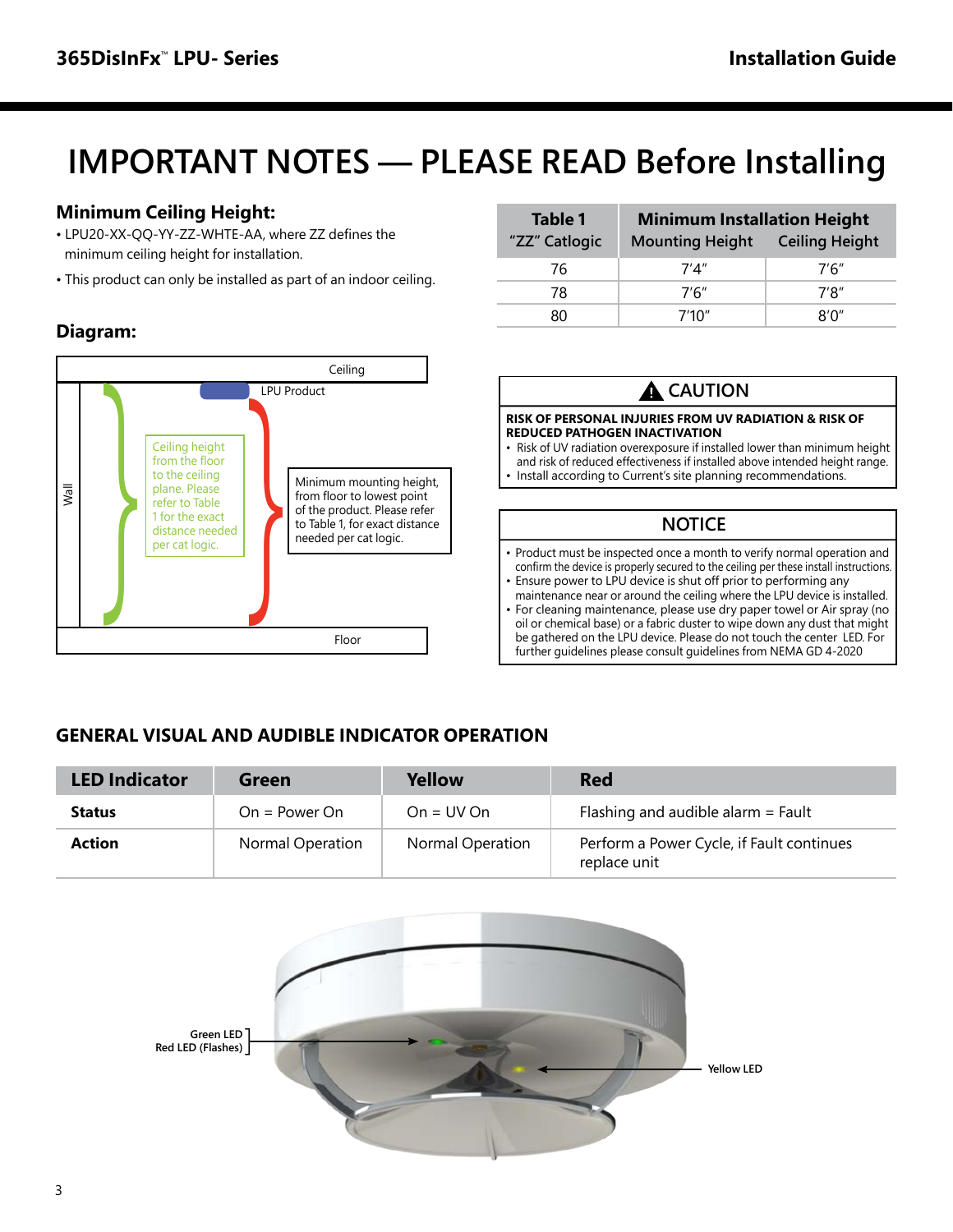# IMPORTANT NOTES — PLEASE READ Before Installing

## Minimum Ceiling Height:

- LPU20-XX-QQ-YY-ZZ-WHTE-AA, where ZZ defines the minimum ceiling height for installation.
- This product can only be installed as part of an indoor ceiling.

| Table 1 | Minimum Installation Height | |
|---|---|---|
| "ZZ" Catlogic | Mounting Height | Ceiling Height |
| 76 | 7'4" | 7'6" |
| 78 | 7'6" | 7'8" |
| 80 | 7'10" | 8'0" |

## Diagram:

Ceiling

LPU Product

Wall

Ceiling height from the floor to the ceiling plane. Please refer to Table 1 for the exact distance needed per cat logic.

Minimum mounting height, from floor to lowest point of the product. Please refer to Table 1, for exact distance needed per cat logic.

Floor

### ⚠ CAUTION

**RISK OF PERSONAL INJURIES FROM UV RADIATION & RISK OF REDUCED PATHOGEN INACTIVATION**

- Risk of UV radiation overexposure if installed lower than minimum height and risk of reduced effectiveness if installed above intended height range.
- Install according to Current's site planning recommendations.

### NOTICE

- Product must be inspected once a month to verify normal operation and confirm the device is properly secured to the ceiling per these install instructions.
- Ensure power to LPU device is shut off prior to performing any maintenance near or around the ceiling where the LPU device is installed.
- For cleaning maintenance, please use dry paper towel or Air spray (no oil or chemical base) or a fabric duster to wipe down any dust that might be gathered on the LPU device. Please do not touch the center LED. For further guidelines please consult guidelines from NEMA GD 4-2020

## GENERAL VISUAL AND AUDIBLE INDICATOR OPERATION

| LED Indicator | Green | Yellow | Red |
|---|---|---|---|
| **Status** | On = Power On | On = UV On | Flashing and audible alarm = Fault |
| **Action** | Normal Operation | Normal Operation | Perform a Power Cycle, if Fault continues replace unit |

Green LED
Red LED (Flashes)

Yellow LED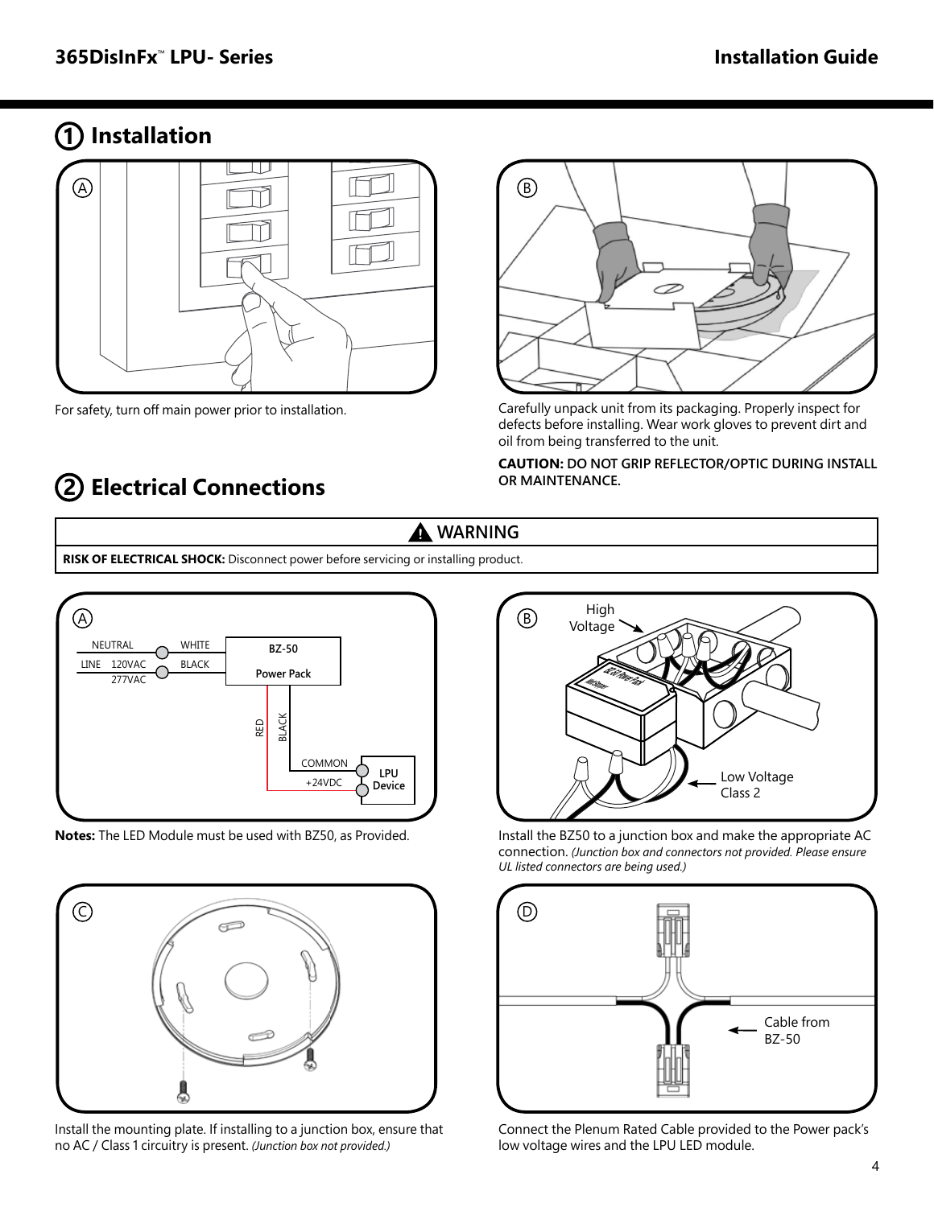# ① Installation

Ⓐ

For safety, turn off main power prior to installation.

Ⓑ

Carefully unpack unit from its packaging. Properly inspect for defects before installing. Wear work gloves to prevent dirt and oil from being transferred to the unit.

**CAUTION: DO NOT GRIP REFLECTOR/OPTIC DURING INSTALL OR MAINTENANCE.**

# ② Electrical Connections

**⚠ WARNING**

**RISK OF ELECTRICAL SHOCK:** Disconnect power before servicing or installing product.

Ⓐ

NEUTRAL — WHITE — BZ-50 Power Pack

LINE 120VAC 277VAC — BLACK — BZ-50 Power Pack

RED — +24VDC — LPU Device

BLACK — COMMON — LPU Device

**Notes:** The LED Module must be used with BZ50, as Provided.

Ⓑ

High Voltage

Low Voltage Class 2

Install the BZ50 to a junction box and make the appropriate AC connection. *(Junction box and connectors not provided. Please ensure UL listed connectors are being used.)*

Ⓒ

Install the mounting plate. If installing to a junction box, ensure that no AC / Class 1 circuitry is present. *(Junction box not provided.)*

Ⓓ

Cable from BZ-50

Connect the Plenum Rated Cable provided to the Power pack's low voltage wires and the LPU LED module.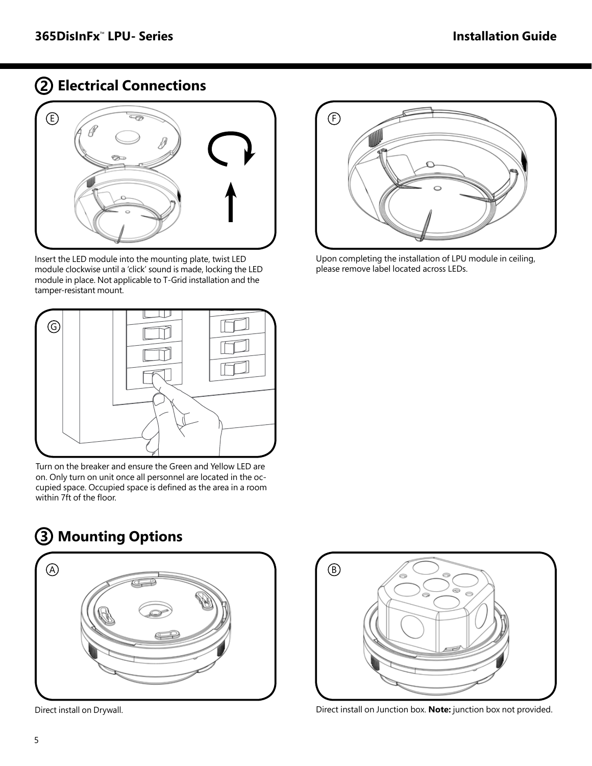## 2 Electrical Connections

E

Insert the LED module into the mounting plate, twist LED module clockwise until a 'click' sound is made, locking the LED module in place. Not applicable to T-Grid installation and the tamper-resistant mount.

F

Upon completing the installation of LPU module in ceiling, please remove label located across LEDs.

G

Turn on the breaker and ensure the Green and Yellow LED are on. Only turn on unit once all personnel are located in the occupied space. Occupied space is defined as the area in a room within 7ft of the floor.

## 3 Mounting Options

A

Direct install on Drywall.

B

Direct install on Junction box. **Note:** junction box not provided.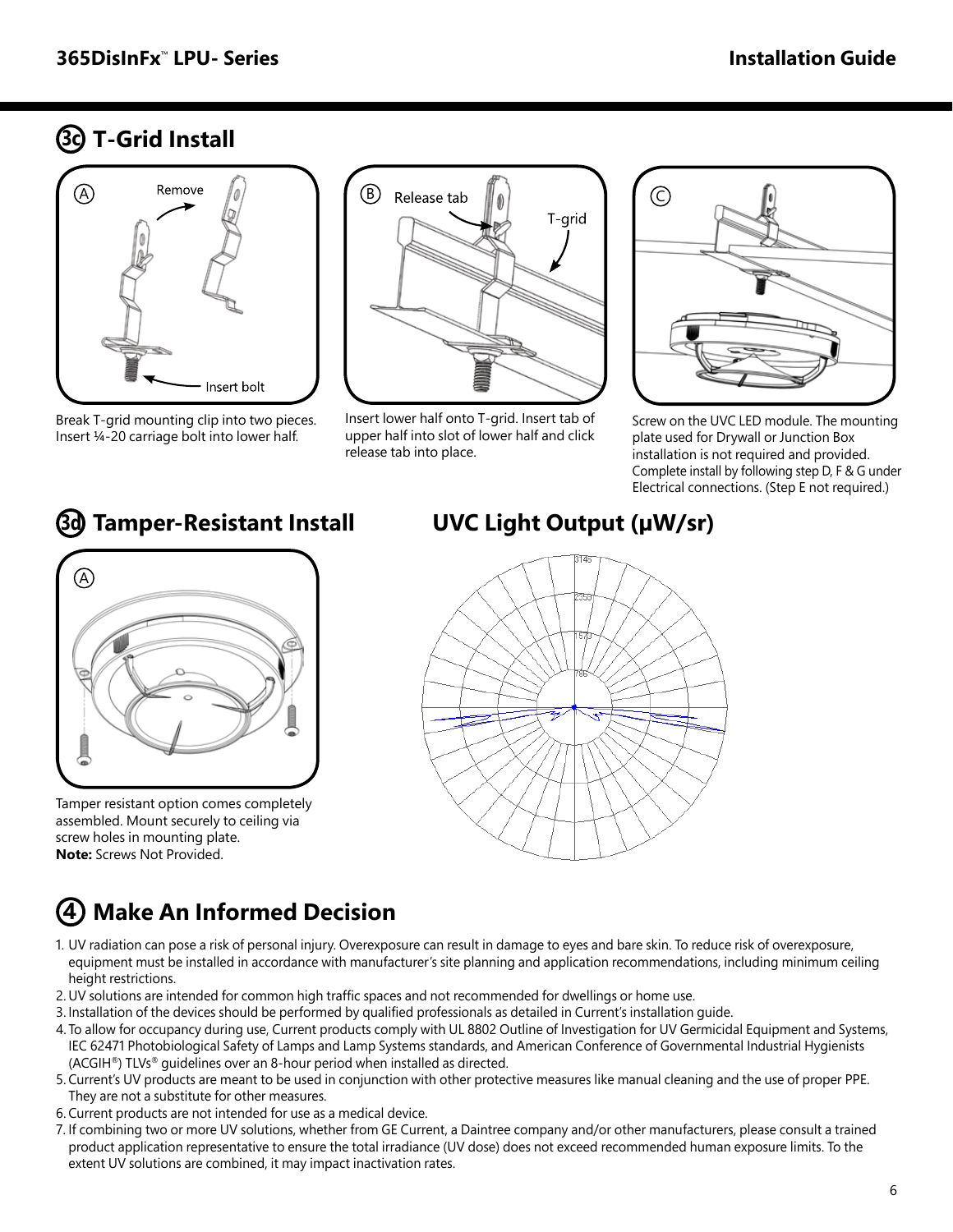## 3c T-Grid Install

A — Remove — Insert bolt

Break T-grid mounting clip into two pieces. Insert ¼-20 carriage bolt into lower half.

B — Release tab — T-grid

Insert lower half onto T-grid. Insert tab of upper half into slot of lower half and click release tab into place.

C

Screw on the UVC LED module. The mounting plate used for Drywall or Junction Box installation is not required and provided. Complete install by following step D, F & G under Electrical connections. (Step E not required.)

## 3d Tamper-Resistant Install

A

Tamper resistant option comes completely assembled. Mount securely to ceiling via screw holes in mounting plate.
**Note:** Screws Not Provided.

## UVC Light Output (μW/sr)

3145
2359
1573
786

## 4 Make An Informed Decision

1. UV radiation can pose a risk of personal injury. Overexposure can result in damage to eyes and bare skin. To reduce risk of overexposure, equipment must be installed in accordance with manufacturer's site planning and application recommendations, including minimum ceiling height restrictions.
2. UV solutions are intended for common high traffic spaces and not recommended for dwellings or home use.
3. Installation of the devices should be performed by qualified professionals as detailed in Current's installation guide.
4. To allow for occupancy during use, Current products comply with UL 8802 Outline of Investigation for UV Germicidal Equipment and Systems, IEC 62471 Photobiological Safety of Lamps and Lamp Systems standards, and American Conference of Governmental Industrial Hygienists (ACGIH®) TLVs® guidelines over an 8-hour period when installed as directed.
5. Current's UV products are meant to be used in conjunction with other protective measures like manual cleaning and the use of proper PPE. They are not a substitute for other measures.
6. Current products are not intended for use as a medical device.
7. If combining two or more UV solutions, whether from GE Current, a Daintree company and/or other manufacturers, please consult a trained product application representative to ensure the total irradiance (UV dose) does not exceed recommended human exposure limits. To the extent UV solutions are combined, it may impact inactivation rates.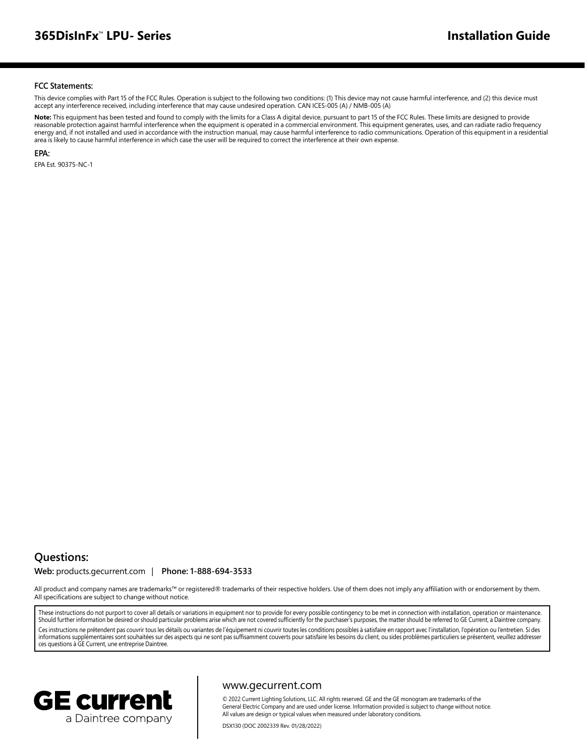### FCC Statements:

This device complies with Part 15 of the FCC Rules. Operation is subject to the following two conditions: (1) This device may not cause harmful interference, and (2) this device must accept any interference received, including interference that may cause undesired operation. CAN ICES-005 (A) / NMB-005 (A)

**Note:** This equipment has been tested and found to comply with the limits for a Class A digital device, pursuant to part 15 of the FCC Rules. These limits are designed to provide reasonable protection against harmful interference when the equipment is operated in a commercial environment. This equipment generates, uses, and can radiate radio frequency energy and, if not installed and used in accordance with the instruction manual, may cause harmful interference to radio communications. Operation of this equipment in a residential area is likely to cause harmful interference in which case the user will be required to correct the interference at their own expense.

### EPA:

EPA Est. 90375-NC-1

## Questions:

**Web:** products.gecurrent.com | **Phone: 1-888-694-3533**

All product and company names are trademarks™ or registered® trademarks of their respective holders. Use of them does not imply any affiliation with or endorsement by them. All specifications are subject to change without notice.

These instructions do not purport to cover all details or variations in equipment nor to provide for every possible contingency to be met in connection with installation, operation or maintenance. Should further information be desired or should particular problems arise which are not covered sufficiently for the purchaser's purposes, the matter should be referred to GE Current, a Daintree company.

Ces instructions ne prétendent pas couvrir tous les détails ou variantes de l'équipement ni couvrir toutes les conditions possibles à satisfaire en rapport avec l'installation, l'opération ou l'entretien. Si des informations supplémentaires sont souhaitées sur des aspects qui ne sont pas suffisamment couverts pour satisfaire les besoins du client, ou sides problèmes particuliers se présentent, veuillez adresser ces questions à GE Current, une entreprise Daintree.

GE current
a Daintree company

www.gecurrent.com

© 2022 Current Lighting Solutions, LLC. All rights reserved. GE and the GE monogram are trademarks of the General Electric Company and are used under license. Information provided is subject to change without notice. All values are design or typical values when measured under laboratory conditions.

DSX130 (DOC 2002339 Rev. 01/28/2022)